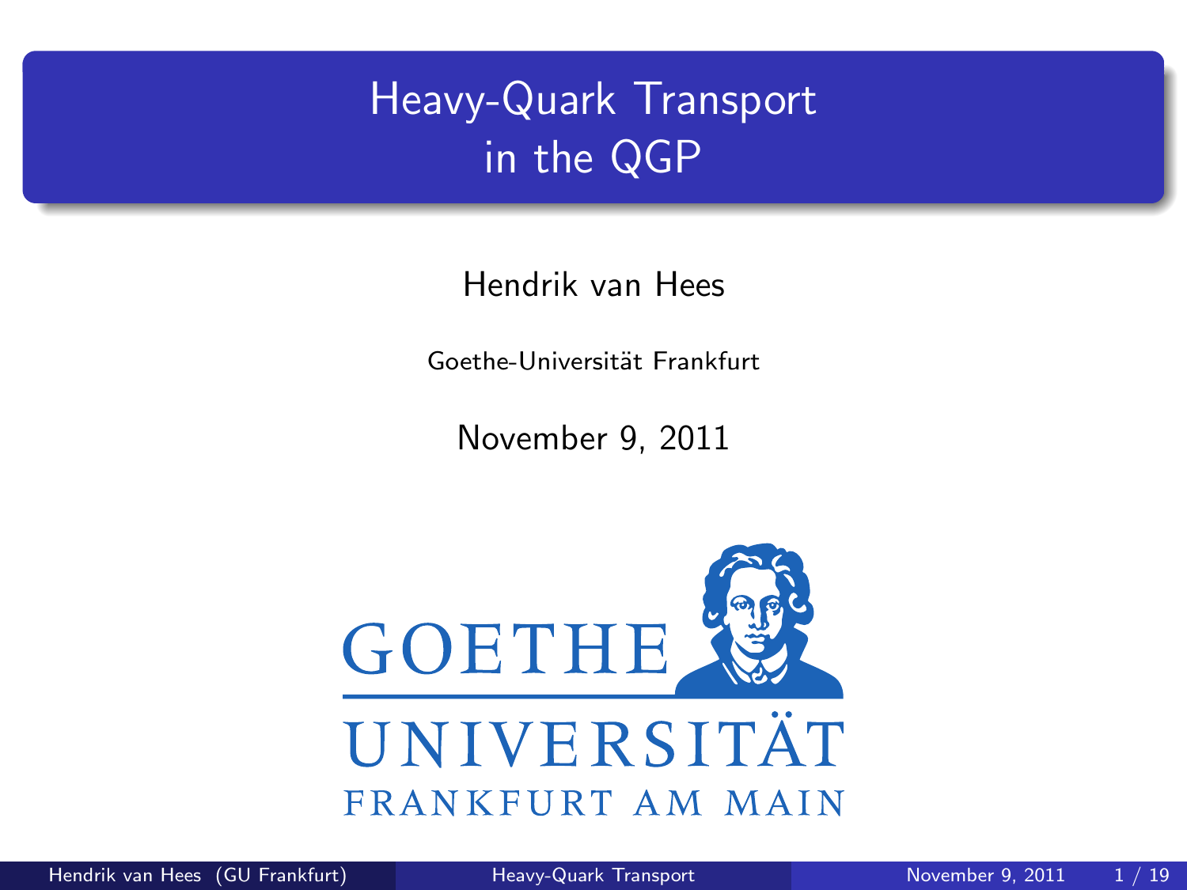# Heavy-Quark Transport in the QGP

Hendrik van Hees

Goethe-Universität Frankfurt

November 9, 2011

GOETHE UNIVERSITÄT FRANKFURT AM MAIN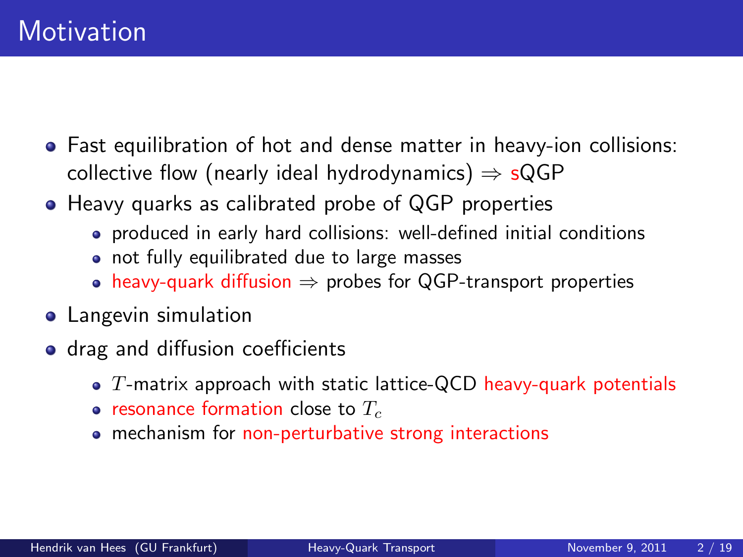# Motivation

- Fast equilibration of hot and dense matter in heavy-ion collisions: collective flow (nearly ideal hydrodynamics) $\Rightarrow$ sQGP
- Heavy quarks as calibrated probe of QGP properties
  - produced in early hard collisions: well-defined initial conditions
  - not fully equilibrated due to large masses
  - heavy-quark diffusion $\Rightarrow$ probes for QGP-transport properties
- Langevin simulation
- drag and diffusion coefficients
  - $T$-matrix approach with static lattice-QCD heavy-quark potentials
  - resonance formation close to $T_c$
  - mechanism for non-perturbative strong interactions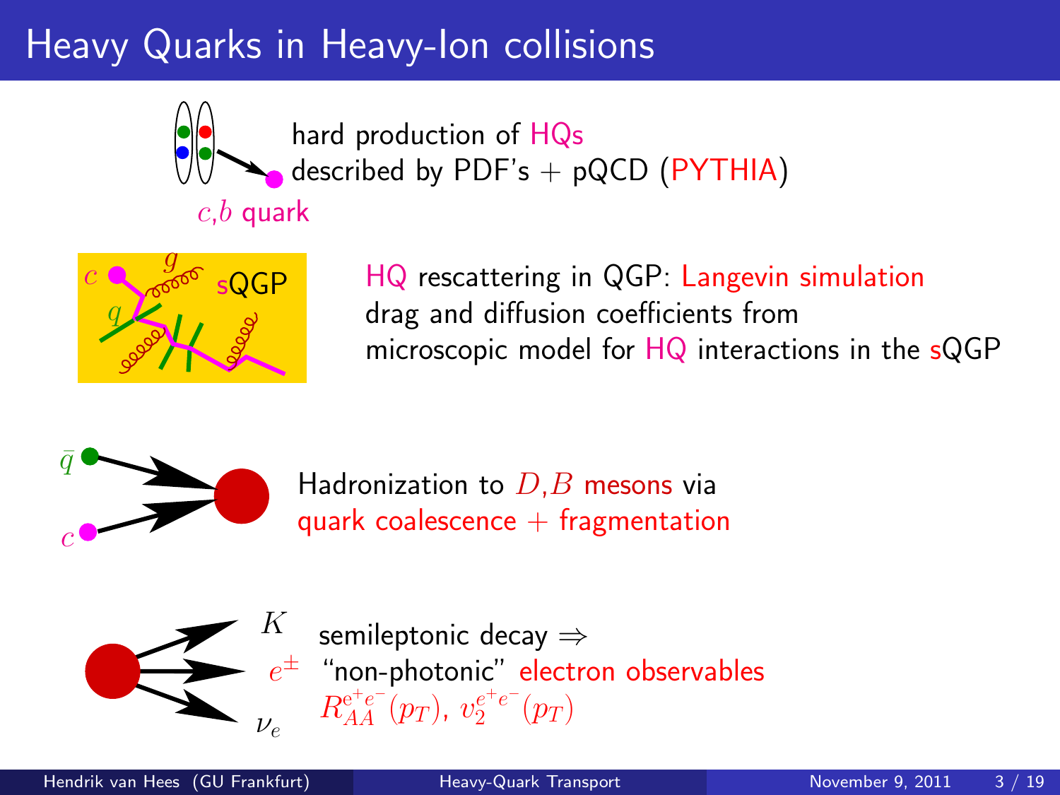# Heavy Quarks in Heavy-Ion collisions

$c$,$b$ quark

hard production of HQs
described by PDF's + pQCD (PYTHIA)

sQGP

HQ rescattering in QGP: Langevin simulation
drag and diffusion coefficients from
microscopic model for HQ interactions in the sQGP

$\bar{q}$

$c$

Hadronization to $D$,$B$ mesons via
quark coalescence + fragmentation

$K$

$e^{\pm}$

$\nu_e$

semileptonic decay ⇒
"non-photonic" electron observables
$R_{AA}^{e^+e^-}(p_T)$, $v_2^{e^+e^-}(p_T)$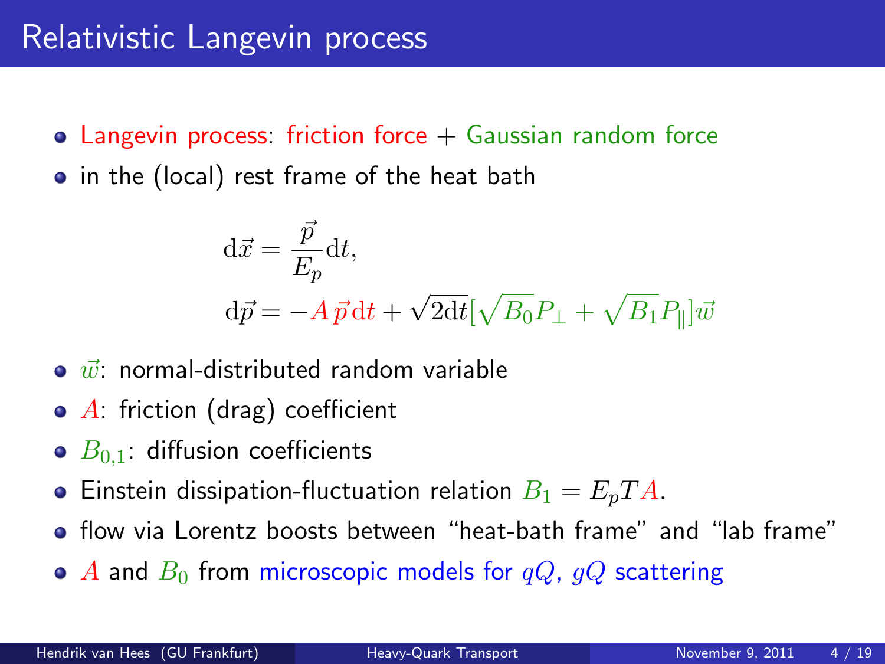# Relativistic Langevin process

- Langevin process: friction force + Gaussian random force
- in the (local) rest frame of the heat bath

$$
\begin{aligned}
\mathrm{d}\vec{x} &= \frac{\vec{p}}{E_p}\mathrm{d}t, \\
\mathrm{d}\vec{p} &= -A\,\vec{p}\,\mathrm{d}t + \sqrt{2\mathrm{d}t}[\sqrt{B_0}P_\perp + \sqrt{B_1}P_\parallel]\vec{w}
\end{aligned}
$$

- $\vec{w}$: normal-distributed random variable
- $A$: friction (drag) coefficient
- $B_{0,1}$: diffusion coefficients
- Einstein dissipation-fluctuation relation $B_1 = E_p T A$.
- flow via Lorentz boosts between "heat-bath frame" and "lab frame"
- $A$ and $B_0$ from microscopic models for $qQ$, $gQ$ scattering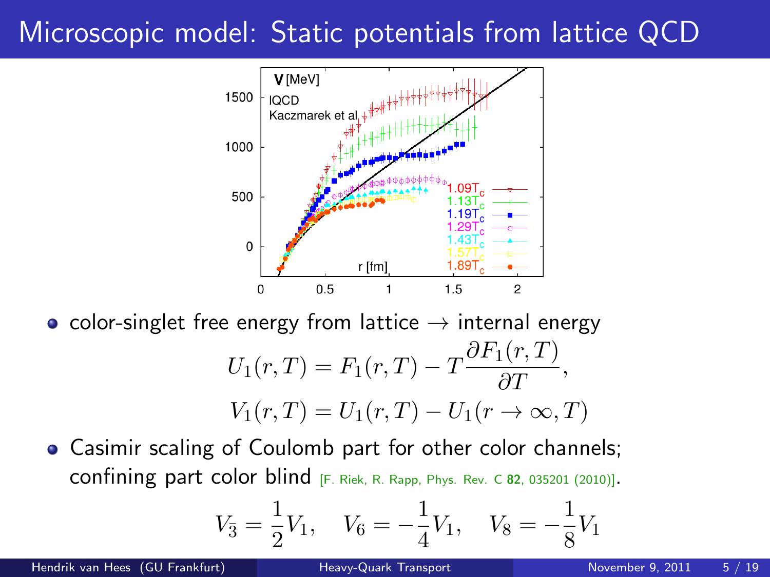# Microscopic model: Static potentials from lattice QCD

- color-singlet free energy from lattice → internal energy

$$U_1(r,T) = F_1(r,T) - T\frac{\partial F_1(r,T)}{\partial T},$$

$$V_1(r,T) = U_1(r,T) - U_1(r \to \infty, T)$$

- Casimir scaling of Coulomb part for other color channels; confining part color blind [F. Riek, R. Rapp, Phys. Rev. C **82**, 035201 (2010)].

$$V_{\bar{3}} = \frac{1}{2}V_1, \quad V_6 = -\frac{1}{4}V_1, \quad V_8 = -\frac{1}{8}V_1$$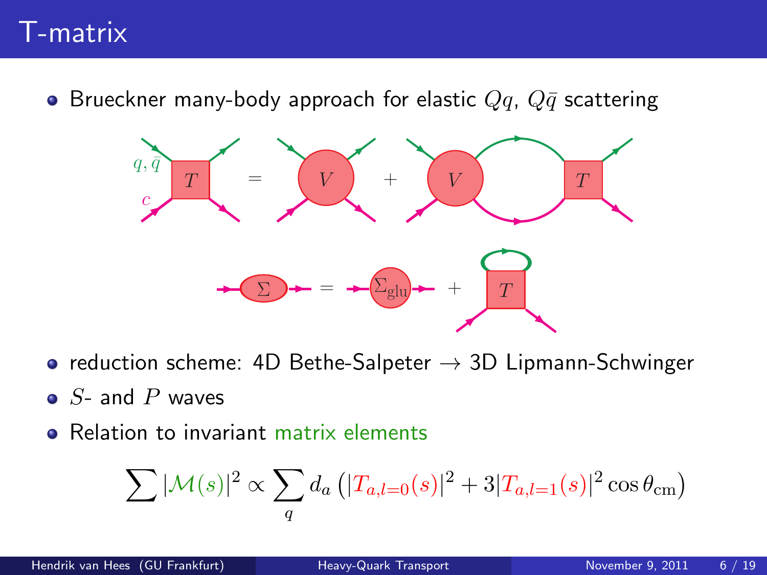# T-matrix

- Brueckner many-body approach for elastic $Qq$, $Q\bar{q}$ scattering

- reduction scheme: 4D Bethe-Salpeter $\rightarrow$ 3D Lipmann-Schwinger
- $S$- and $P$ waves
- Relation to invariant matrix elements

$$\sum |\mathcal{M}(s)|^2 \propto \sum_q d_a \left( |T_{a,l=0}(s)|^2 + 3|T_{a,l=1}(s)|^2 \cos\theta_{\text{cm}} \right)$$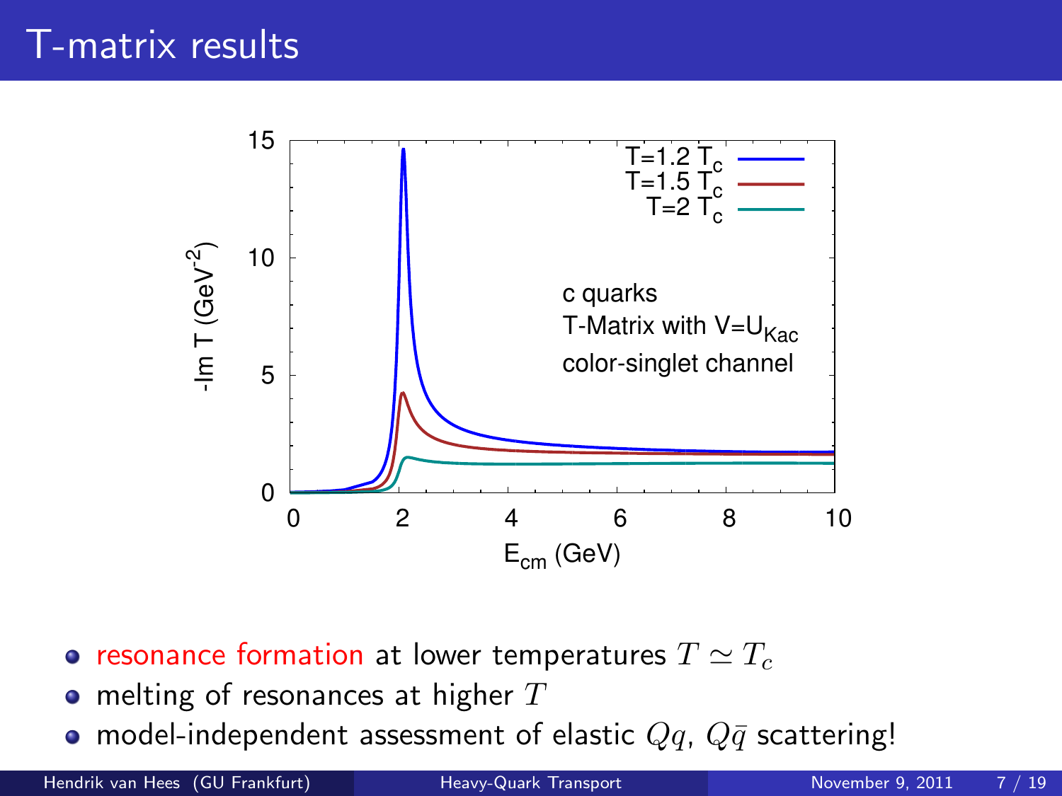# T-matrix results

- resonance formation at lower temperatures $T \simeq T_c$
- melting of resonances at higher $T$
- model-independent assessment of elastic $Qq$, $Q\bar{q}$ scattering!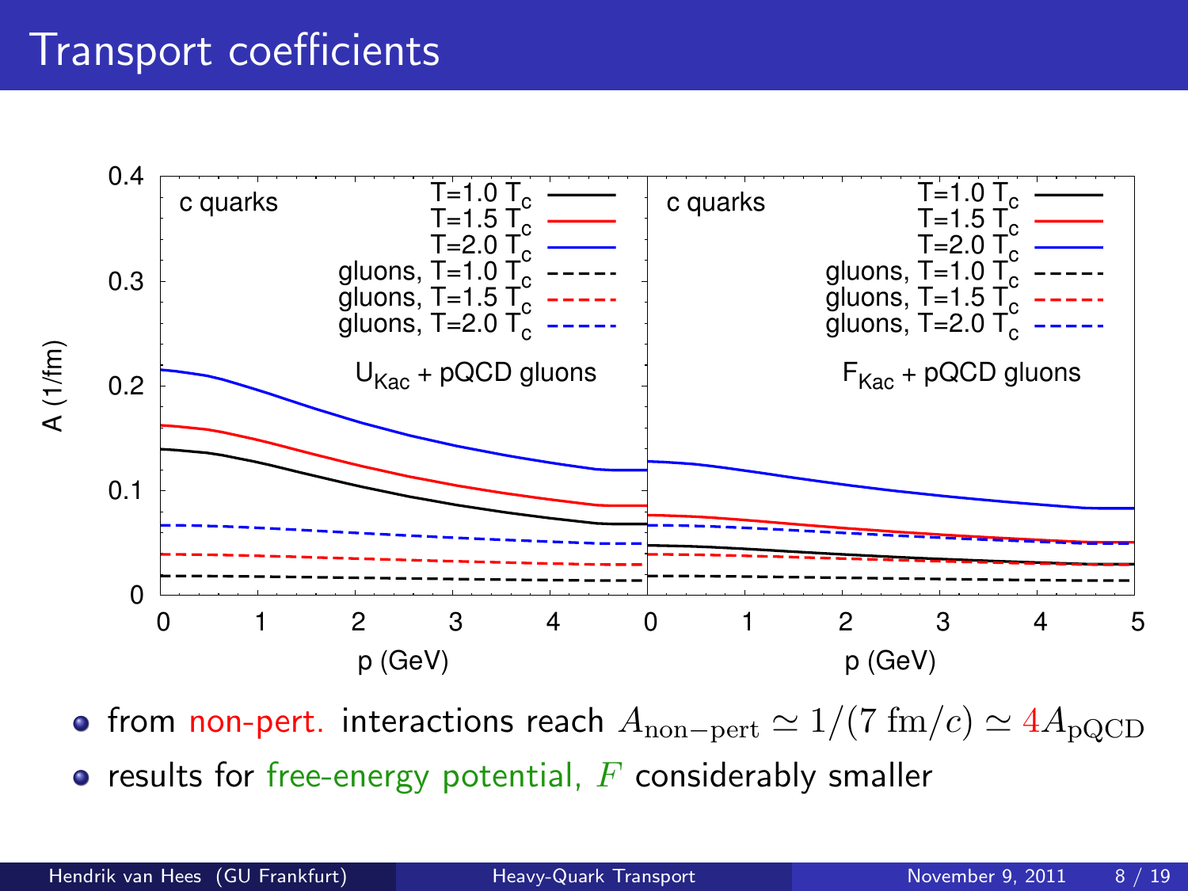# Transport coefficients

- from non-pert. interactions reach $A_{\mathrm{non-pert}} \simeq 1/(7\ \mathrm{fm}/c) \simeq 4 A_{\mathrm{pQCD}}$
- results for free-energy potential, $F$ considerably smaller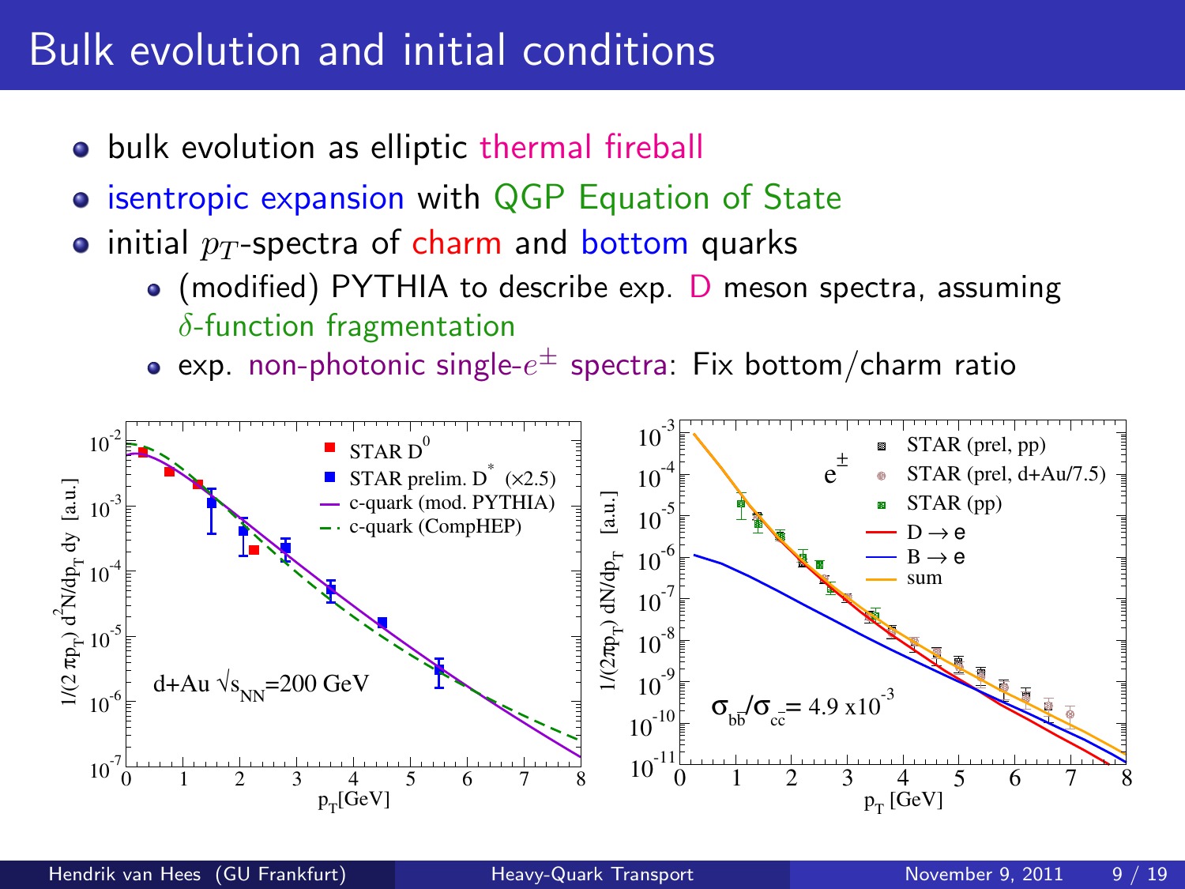# Bulk evolution and initial conditions

- bulk evolution as elliptic thermal fireball
- isentropic expansion with QGP Equation of State
- initial $p_T$-spectra of charm and bottom quarks
  - (modified) PYTHIA to describe exp. D meson spectra, assuming $\delta$-function fragmentation
  - exp. non-photonic single-$e^{\pm}$ spectra: Fix bottom/charm ratio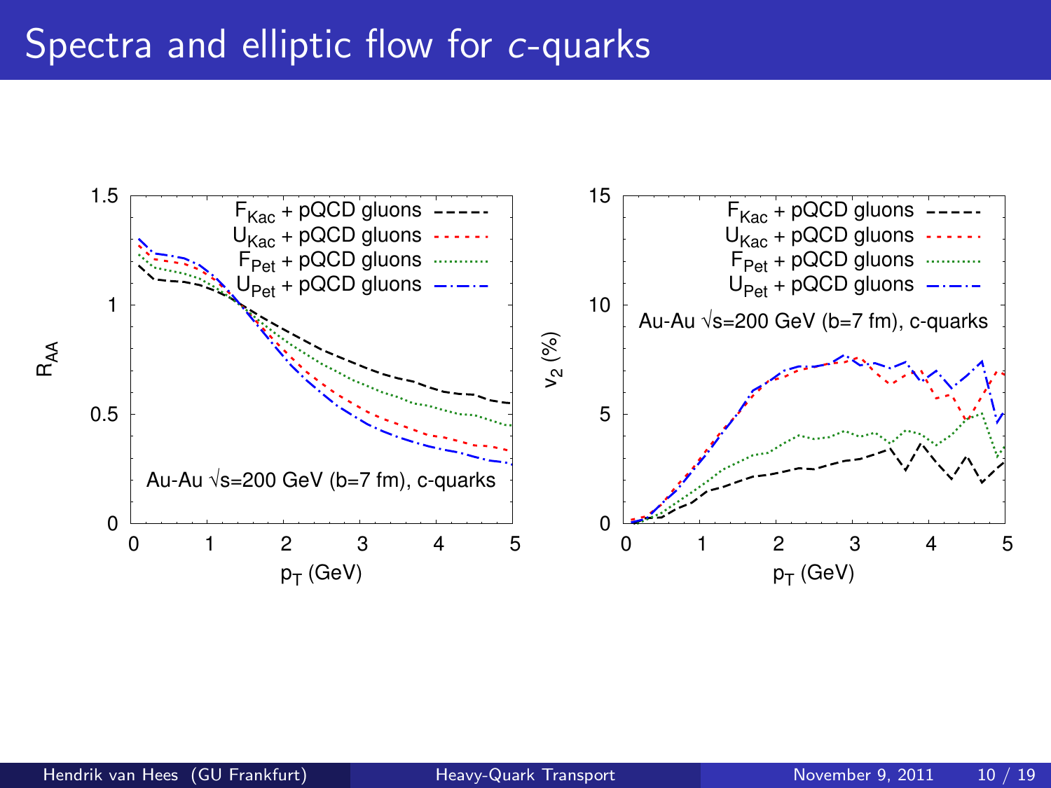# Spectra and elliptic flow for $c$-quarks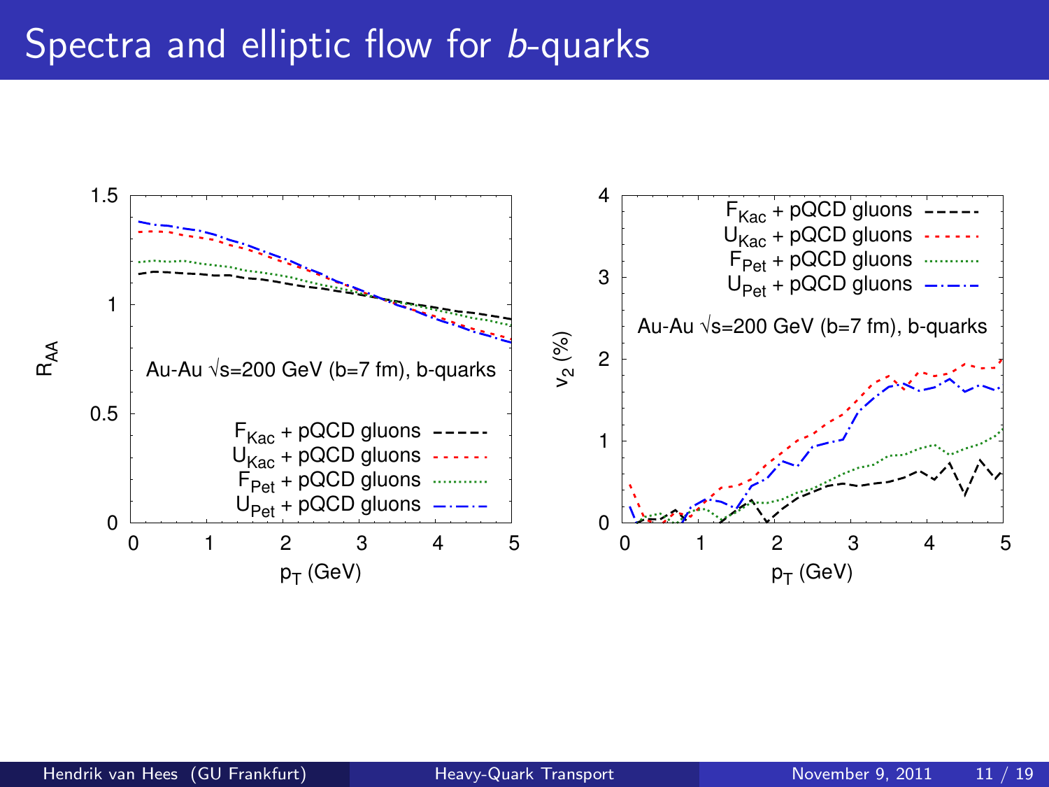# Spectra and elliptic flow for *b*-quarks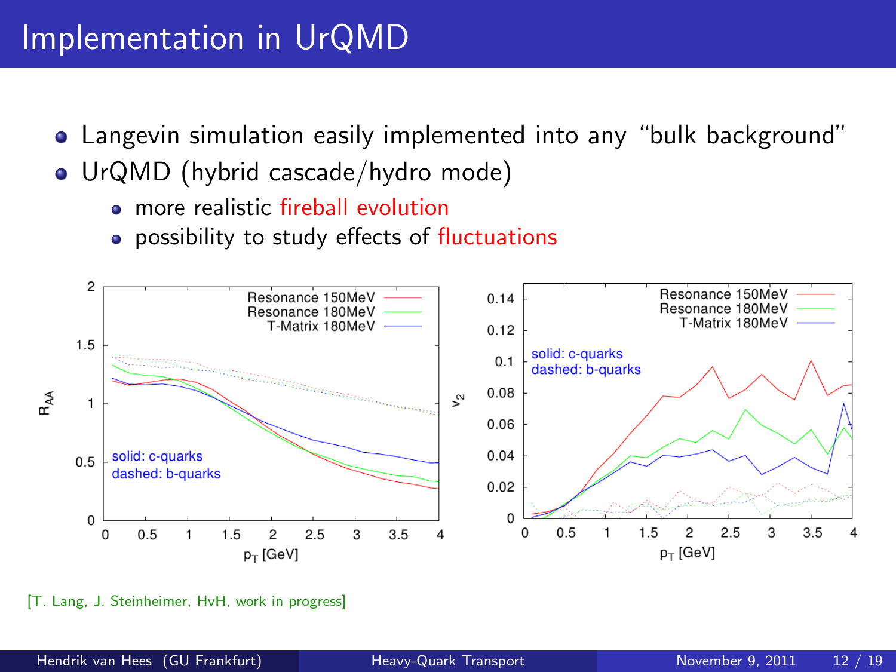# Implementation in UrQMD

- Langevin simulation easily implemented into any “bulk background”
- UrQMD (hybrid cascade/hydro mode)
  - more realistic fireball evolution
  - possibility to study effects of fluctuations

[T. Lang, J. Steinheimer, HvH, work in progress]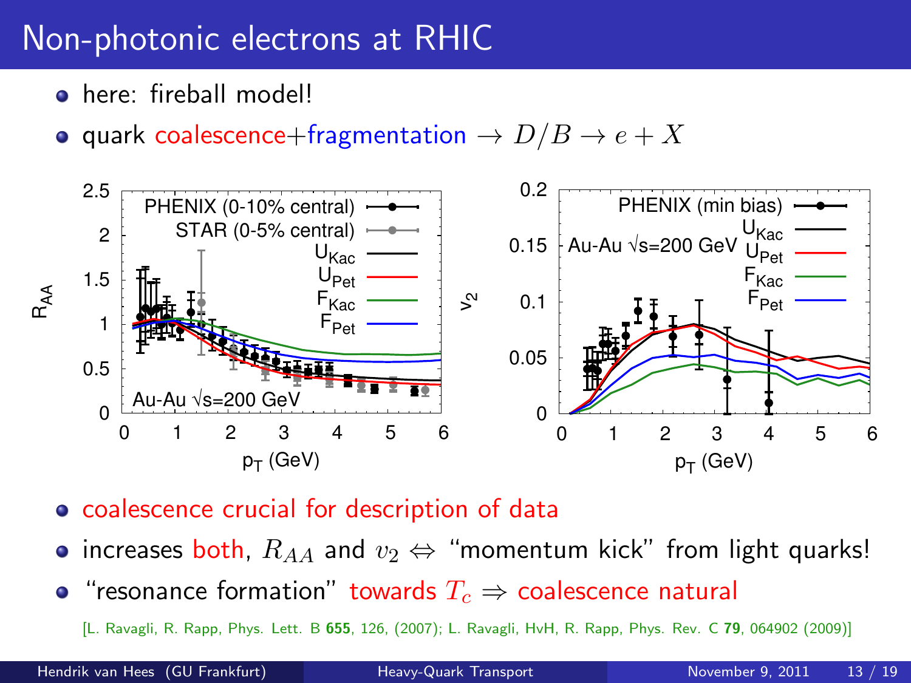# Non-photonic electrons at RHIC

- here: fireball model!
- quark coalescence+fragmentation $\rightarrow D/B \rightarrow e + X$

- coalescence crucial for description of data
- increases both, $R_{AA}$ and $v_2 \Leftrightarrow$ "momentum kick" from light quarks!
- "resonance formation" towards $T_c \Rightarrow$ coalescence natural

[L. Ravagli, R. Rapp, Phys. Lett. B **655**, 126, (2007); L. Ravagli, HvH, R. Rapp, Phys. Rev. C **79**, 064902 (2009)]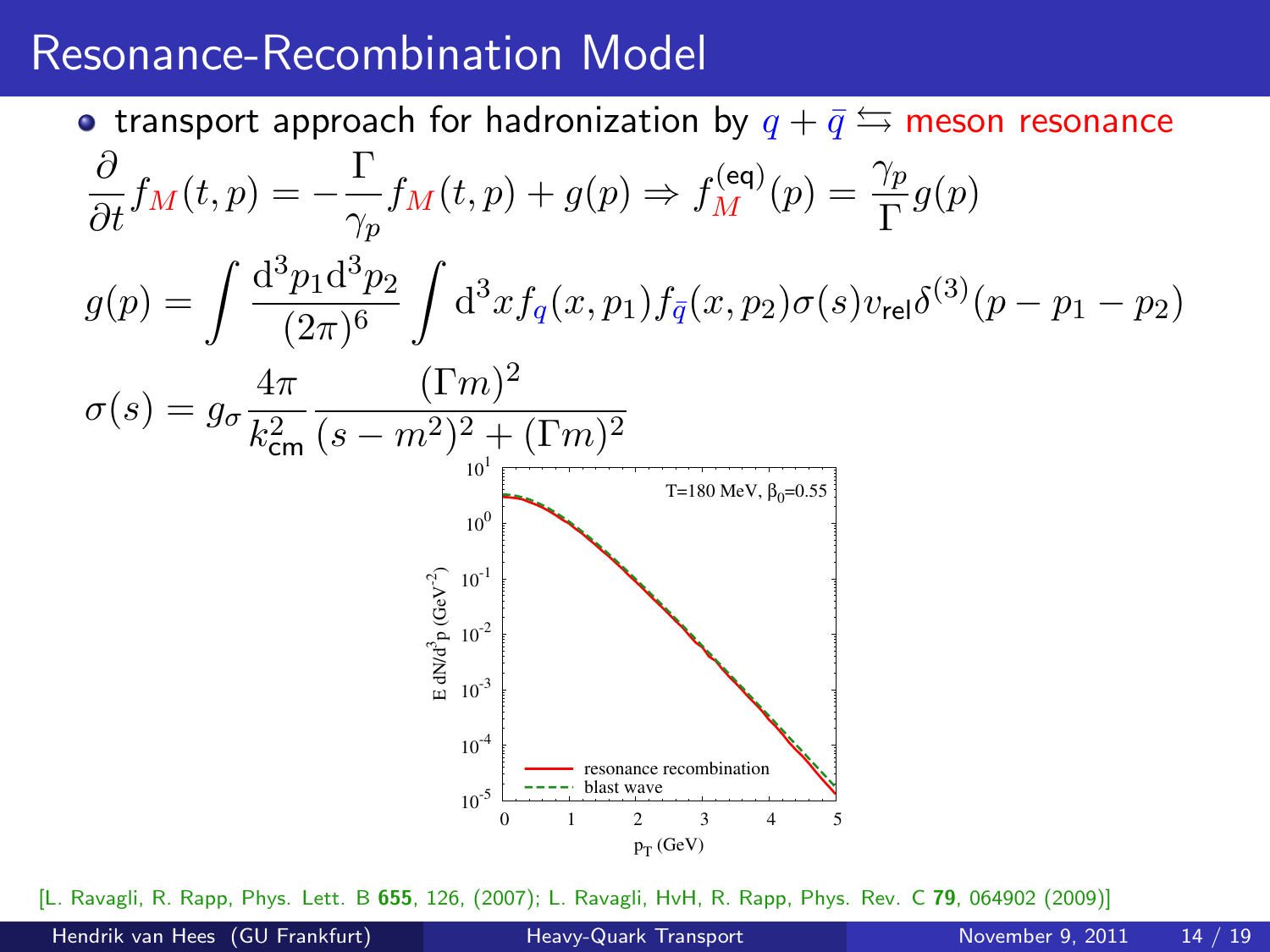# Resonance-Recombination Model

- transport approach for hadronization by $q + \bar{q} \leftrightarrows$ meson resonance

$$\frac{\partial}{\partial t} f_M(t,p) = -\frac{\Gamma}{\gamma_p} f_M(t,p) + g(p) \Rightarrow f_M^{(\mathsf{eq})}(p) = \frac{\gamma_p}{\Gamma} g(p)$$

$$g(p) = \int \frac{\mathrm{d}^3 p_1 \mathrm{d}^3 p_2}{(2\pi)^6} \int \mathrm{d}^3 x f_q(x,p_1) f_{\bar{q}}(x,p_2) \sigma(s) v_{\mathsf{rel}} \delta^{(3)}(p - p_1 - p_2)$$

$$\sigma(s) = g_\sigma \frac{4\pi}{k_{\mathsf{cm}}^2} \frac{(\Gamma m)^2}{(s-m^2)^2 + (\Gamma m)^2}$$

[L. Ravagli, R. Rapp, Phys. Lett. B **655**, 126, (2007); L. Ravagli, HvH, R. Rapp, Phys. Rev. C **79**, 064902 (2009)]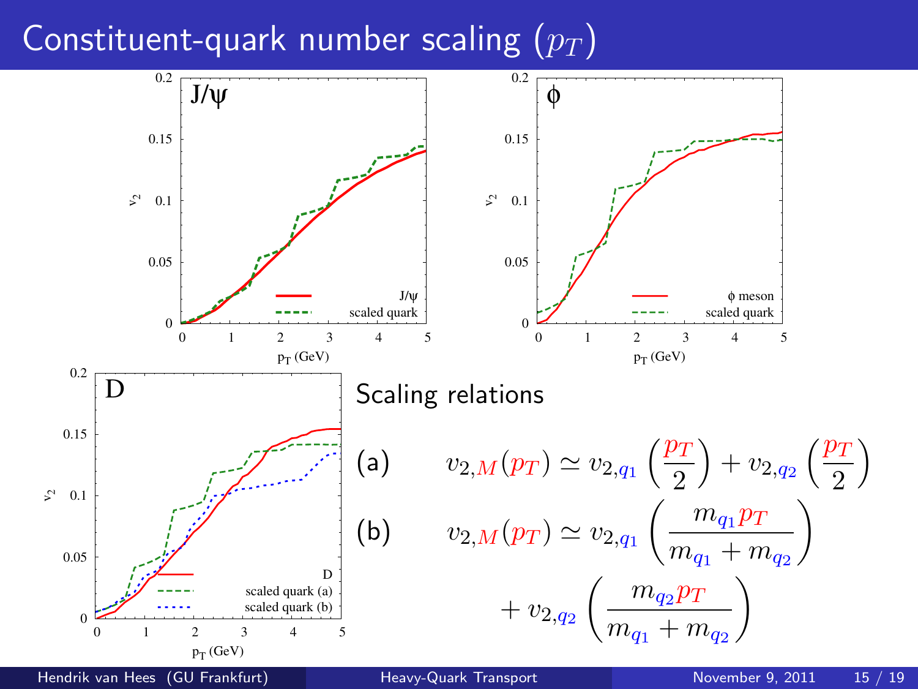# Constituent-quark number scaling ($p_T$)

## Scaling relations

(a) $$v_{2,M}(p_T) \simeq v_{2,q_1}\left(\frac{p_T}{2}\right) + v_{2,q_2}\left(\frac{p_T}{2}\right)$$

(b) $$v_{2,M}(p_T) \simeq v_{2,q_1}\left(\frac{m_{q_1} p_T}{m_{q_1}+m_{q_2}}\right) + v_{2,q_2}\left(\frac{m_{q_2} p_T}{m_{q_1}+m_{q_2}}\right)$$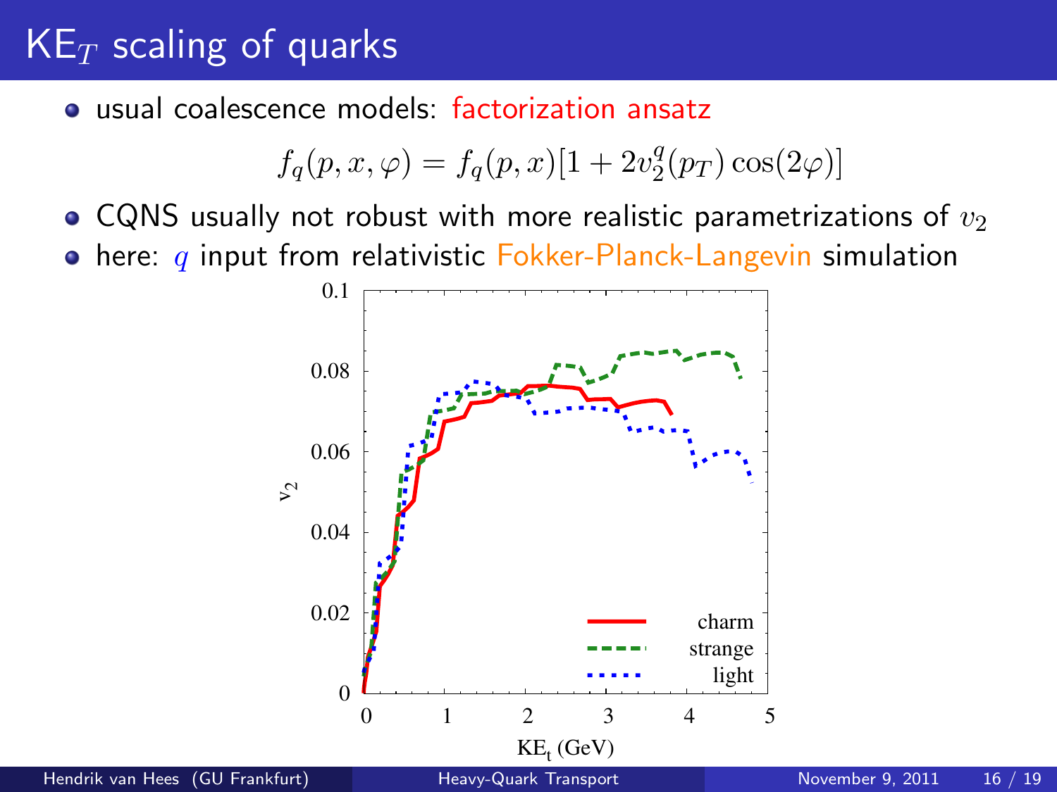# $KE_T$ scaling of quarks

- usual coalescence models: factorization ansatz

$$f_q(p, x, \varphi) = f_q(p, x)[1 + 2v_2^q(p_T)\cos(2\varphi)]$$

- CQNS usually not robust with more realistic parametrizations of $v_2$
- here: $q$ input from relativistic Fokker-Planck-Langevin simulation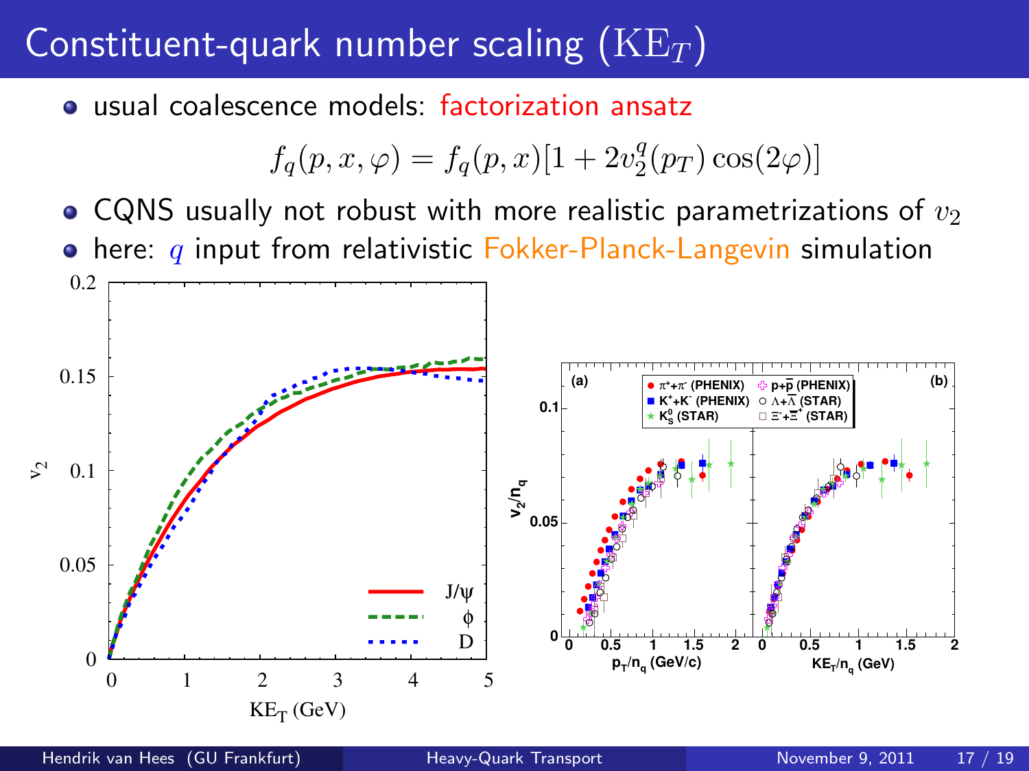# Constituent-quark number scaling ($\mathrm{KE}_T$)

- usual coalescence models: factorization ansatz

$$f_q(p, x, \varphi) = f_q(p, x)[1 + 2v_2^q(p_T)\cos(2\varphi)]$$

- CQNS usually not robust with more realistic parametrizations of $v_2$
- here: $q$ input from relativistic Fokker-Planck-Langevin simulation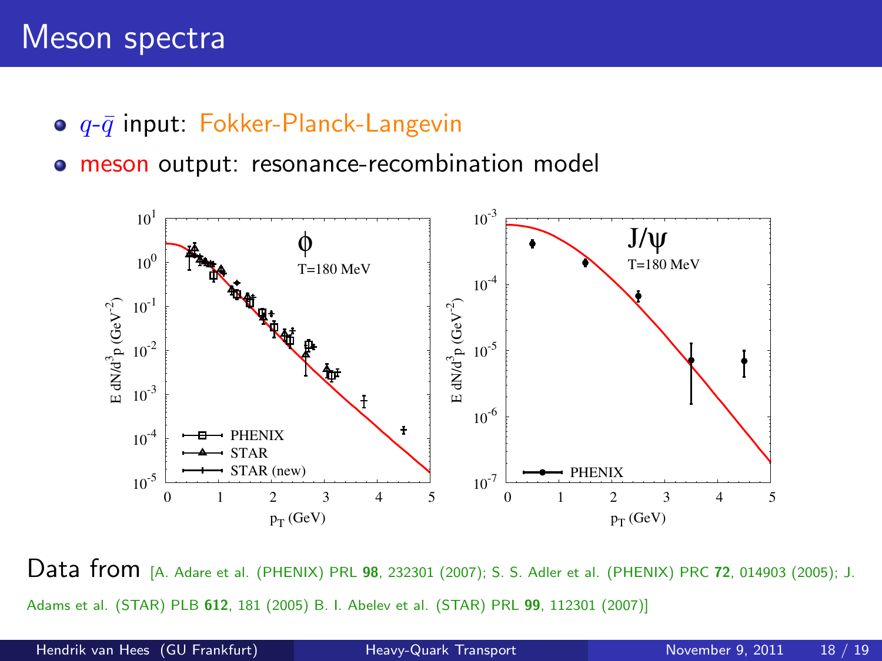# Meson spectra

- $q$-$\bar{q}$ input: Fokker-Planck-Langevin
- meson output: resonance-recombination model

Data from [A. Adare et al. (PHENIX) PRL **98**, 232301 (2007); S. S. Adler et al. (PHENIX) PRC **72**, 014903 (2005); J. Adams et al. (STAR) PLB **612**, 181 (2005) B. I. Abelev et al. (STAR) PRL **99**, 112301 (2007)]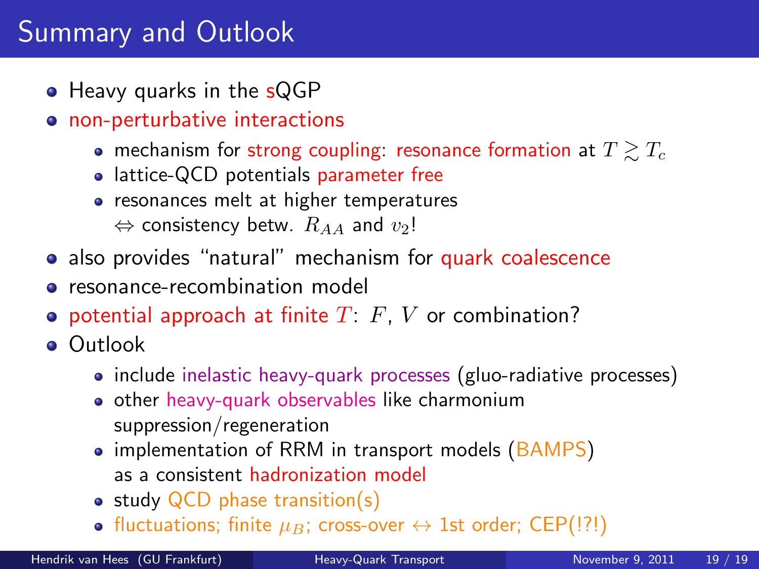# Summary and Outlook

- Heavy quarks in the sQGP
- non-perturbative interactions
  - mechanism for strong coupling: resonance formation at $T \gtrsim T_c$
  - lattice-QCD potentials parameter free
  - resonances melt at higher temperatures
    $\Leftrightarrow$ consistency betw. $R_{AA}$ and $v_2$!
- also provides "natural" mechanism for quark coalescence
- resonance-recombination model
- potential approach at finite $T$: $F$, $V$ or combination?
- Outlook
  - include inelastic heavy-quark processes (gluo-radiative processes)
  - other heavy-quark observables like charmonium suppression/regeneration
  - implementation of RRM in transport models (BAMPS) as a consistent hadronization model
  - study QCD phase transition(s)
  - fluctuations; finite $\mu_B$; cross-over $\leftrightarrow$ 1st order; CEP(!?!)